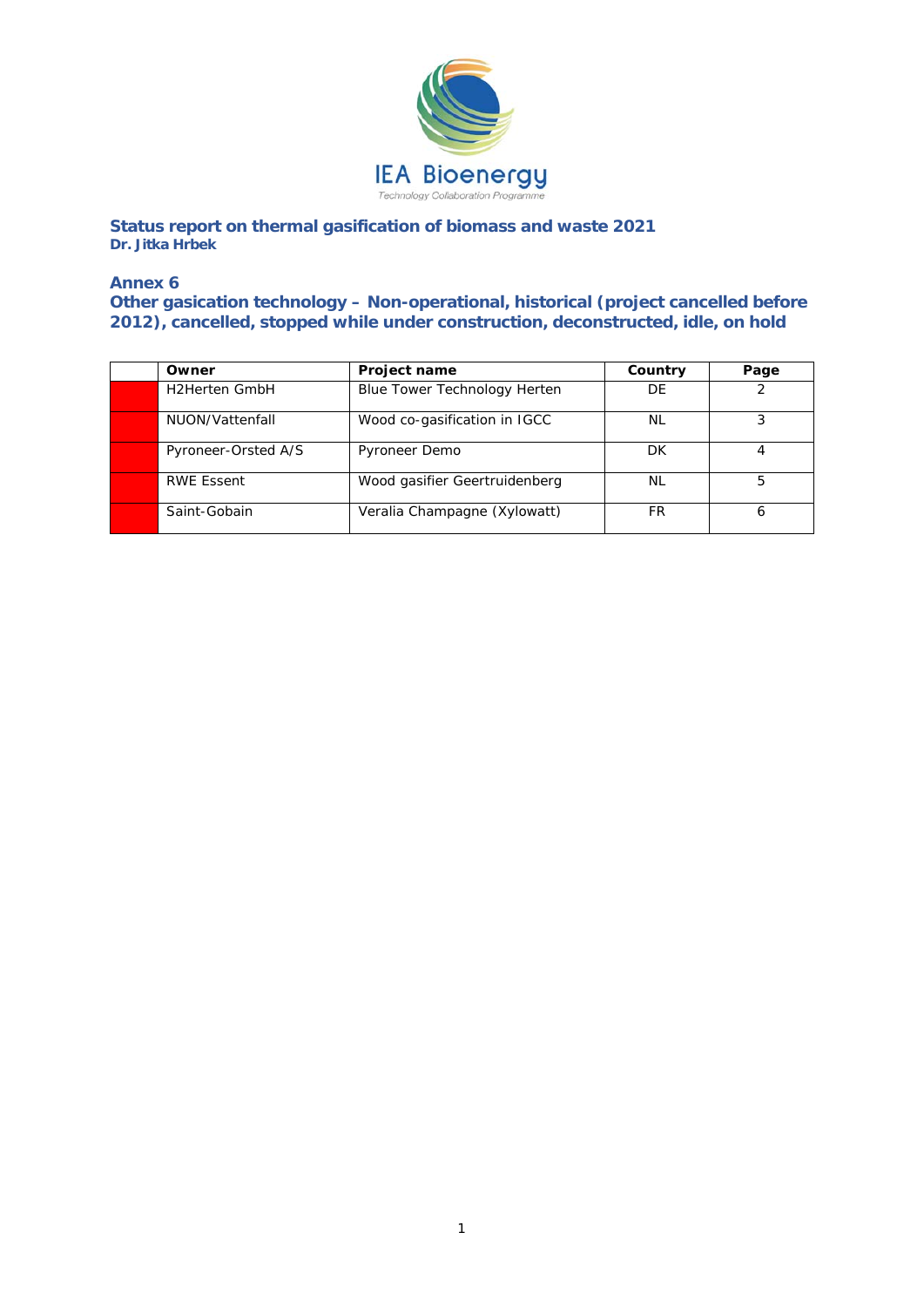**Status report on thermal gasification of biomass and waste 2021**
**Dr. Jitka Hrbek**

## Annex 6

## Other gasication technology – Non-operational, historical (project cancelled before 2012), cancelled, stopped while under construction, deconstructed, idle, on hold

| | Owner | Project name | Country | Page |
|---|---|---|---|---|
| | H2Herten GmbH | Blue Tower Technology Herten | DE | 2 |
| | NUON/Vattenfall | Wood co-gasification in IGCC | NL | 3 |
| | Pyroneer-Orsted A/S | Pyroneer Demo | DK | 4 |
| | RWE Essent | Wood gasifier Geertruidenberg | NL | 5 |
| | Saint-Gobain | Veralia Champagne (Xylowatt) | FR | 6 |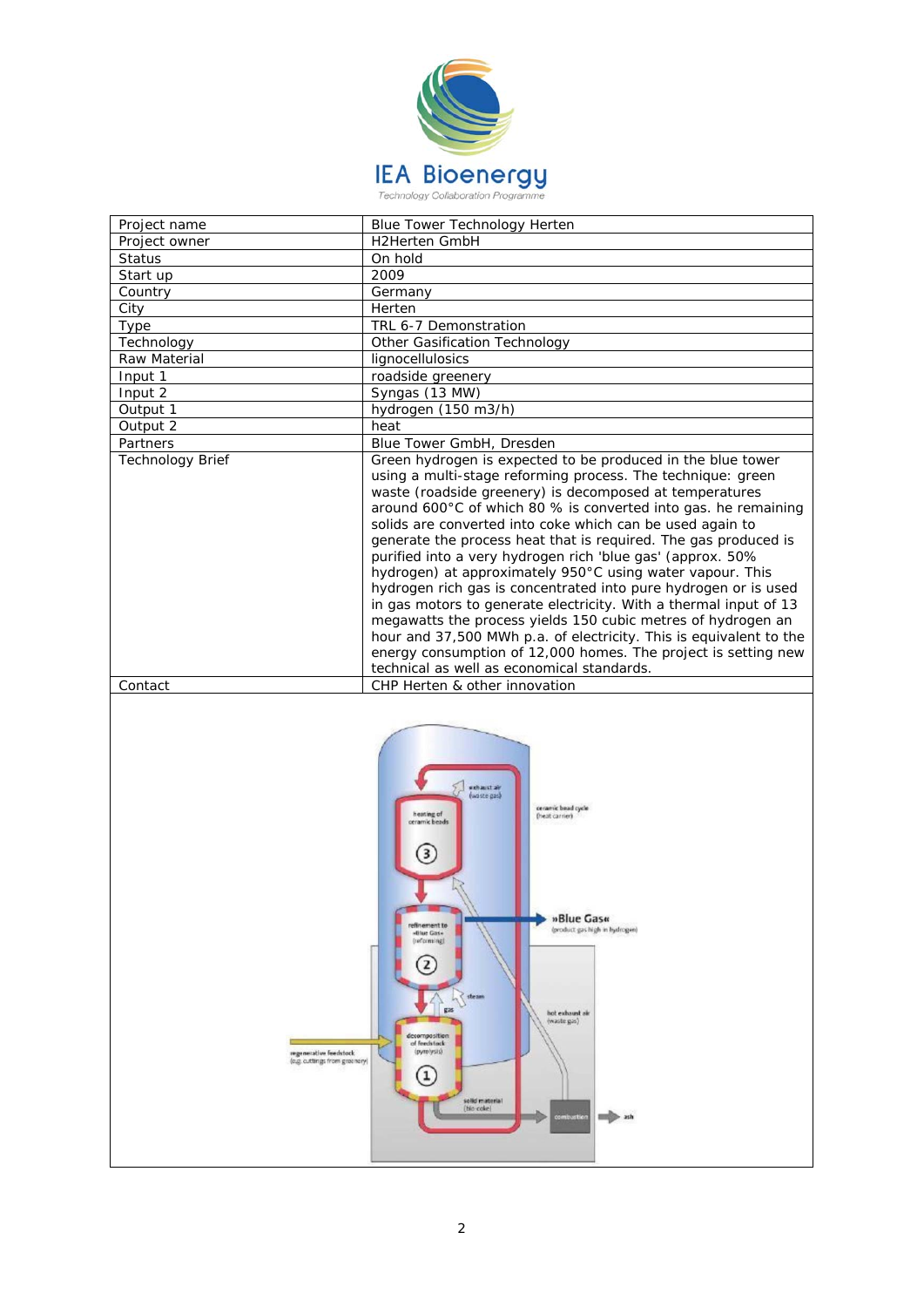| Project name | Blue Tower Technology Herten |
|---|---|
| Project owner | H2Herten GmbH |
| Status | On hold |
| Start up | 2009 |
| Country | Germany |
| City | Herten |
| Type | TRL 6-7 Demonstration |
| Technology | Other Gasification Technology |
| Raw Material | lignocellulosics |
| Input 1 | roadside greenery |
| Input 2 | Syngas (13 MW) |
| Output 1 | hydrogen (150 m3/h) |
| Output 2 | heat |
| Partners | Blue Tower GmbH, Dresden |
| Technology Brief | Green hydrogen is expected to be produced in the blue tower using a multi-stage reforming process. The technique: green waste (roadside greenery) is decomposed at temperatures around 600°C of which 80 % is converted into gas. he remaining solids are converted into coke which can be used again to generate the process heat that is required. The gas produced is purified into a very hydrogen rich 'blue gas' (approx. 50% hydrogen) at approximately 950°C using water vapour. This hydrogen rich gas is concentrated into pure hydrogen or is used in gas motors to generate electricity. With a thermal input of 13 megawatts the process yields 150 cubic metres of hydrogen an hour and 37,500 MWh p.a. of electricity. This is equivalent to the energy consumption of 12,000 homes. The project is setting new technical as well as economical standards. |
| Contact | CHP Herten & other innovation |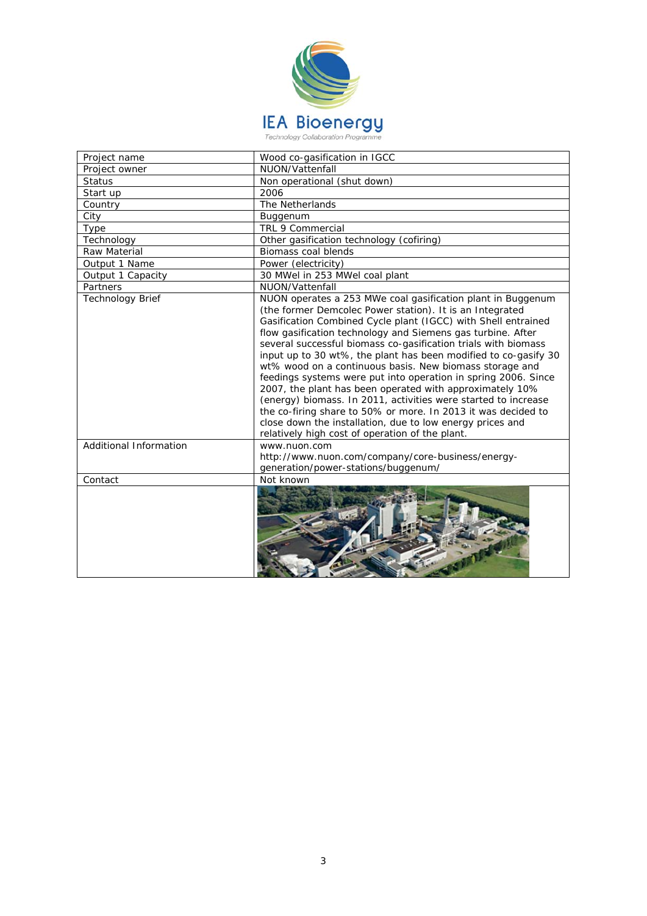IEA Bioenergy

Technology Collaboration Programme

| Project name | Wood co-gasification in IGCC |
|---|---|
| Project owner | NUON/Vattenfall |
| Status | Non operational (shut down) |
| Start up | 2006 |
| Country | The Netherlands |
| City | Buggenum |
| Type | TRL 9 Commercial |
| Technology | Other gasification technology (cofiring) |
| Raw Material | Biomass coal blends |
| Output 1 Name | Power (electricity) |
| Output 1 Capacity | 30 MWel in 253 MWel coal plant |
| Partners | NUON/Vattenfall |
| Technology Brief | NUON operates a 253 MWe coal gasification plant in Buggenum (the former Demcolec Power station). It is an Integrated Gasification Combined Cycle plant (IGCC) with Shell entrained flow gasification technology and Siemens gas turbine. After several successful biomass co-gasification trials with biomass input up to 30 wt%, the plant has been modified to co-gasify 30 wt% wood on a continuous basis. New biomass storage and feedings systems were put into operation in spring 2006. Since 2007, the plant has been operated with approximately 10% (energy) biomass. In 2011, activities were started to increase the co-firing share to 50% or more. In 2013 it was decided to close down the installation, due to low energy prices and relatively high cost of operation of the plant. |
| Additional Information | www.nuon.com http://www.nuon.com/company/core-business/energy-generation/power-stations/buggenum/ |
| Contact | Not known |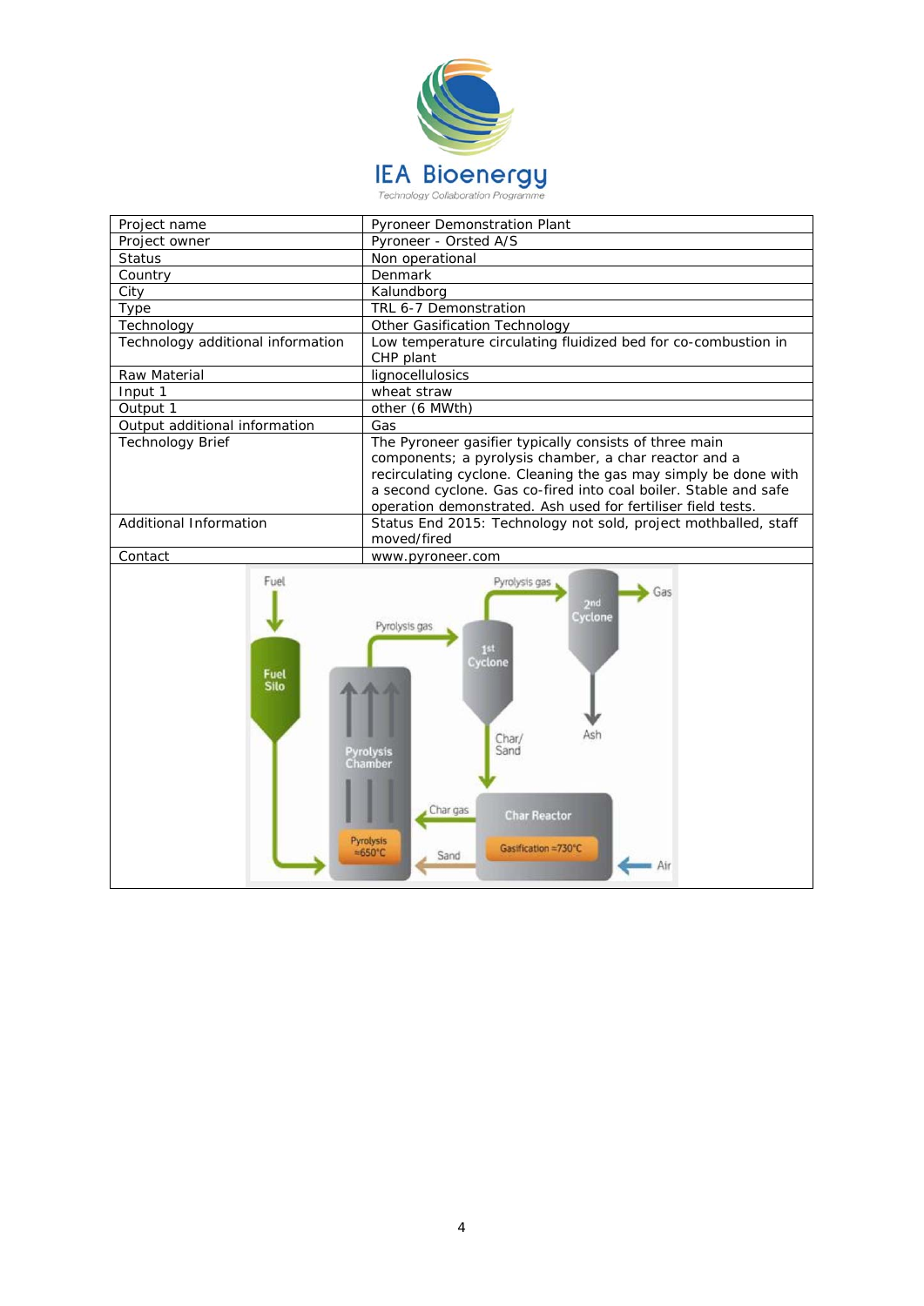| Project name | Pyroneer Demonstration Plant |
|---|---|
| Project owner | Pyroneer - Orsted A/S |
| Status | Non operational |
| Country | Denmark |
| City | Kalundborg |
| Type | TRL 6-7 Demonstration |
| Technology | Other Gasification Technology |
| Technology additional information | Low temperature circulating fluidized bed for co-combustion in CHP plant |
| Raw Material | lignocellulosics |
| Input 1 | wheat straw |
| Output 1 | other (6 MWth) |
| Output additional information | Gas |
| Technology Brief | The Pyroneer gasifier typically consists of three main components; a pyrolysis chamber, a char reactor and a recirculating cyclone. Cleaning the gas may simply be done with a second cyclone. Gas co-fired into coal boiler. Stable and safe operation demonstrated. Ash used for fertiliser field tests. |
| Additional Information | Status End 2015: Technology not sold, project mothballed, staff moved/fired |
| Contact | www.pyroneer.com |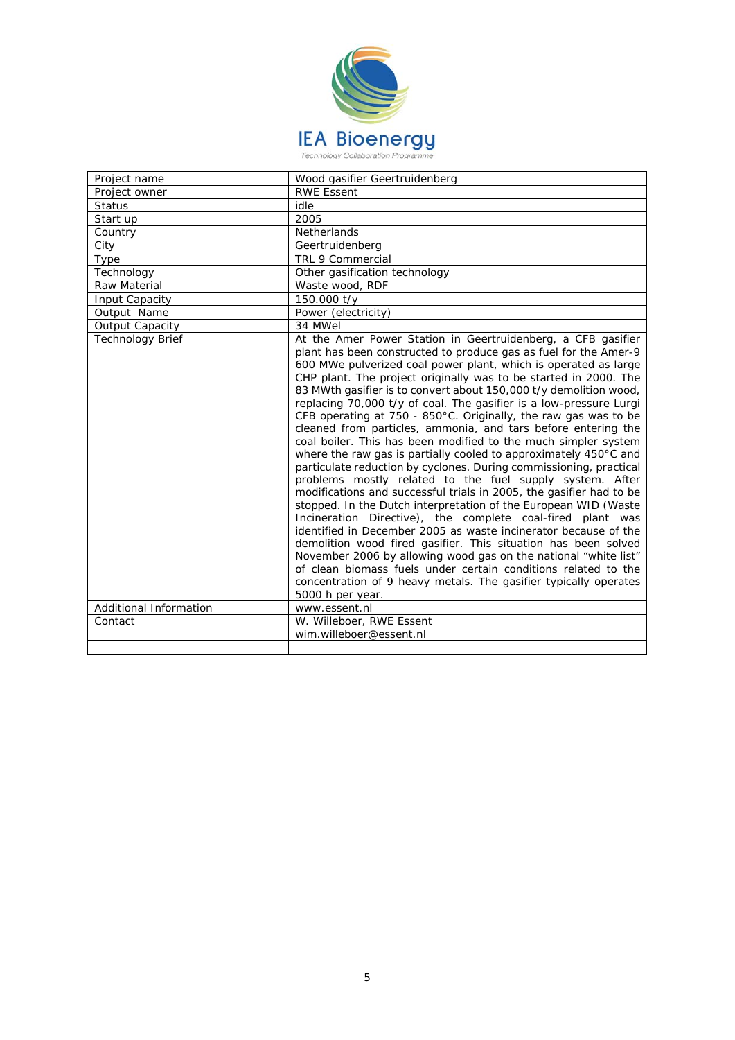IEA Bioenergy
Technology Collaboration Programme

| Project name | Wood gasifier Geertruidenberg |
|---|---|
| Project owner | RWE Essent |
| Status | idle |
| Start up | 2005 |
| Country | Netherlands |
| City | Geertruidenberg |
| Type | TRL 9 Commercial |
| Technology | Other gasification technology |
| Raw Material | Waste wood, RDF |
| Input Capacity | 150.000 t/y |
| Output Name | Power (electricity) |
| Output Capacity | 34 MWel |
| Technology Brief | At the Amer Power Station in Geertruidenberg, a CFB gasifier plant has been constructed to produce gas as fuel for the Amer-9 600 MWe pulverized coal power plant, which is operated as large CHP plant. The project originally was to be started in 2000. The 83 MWth gasifier is to convert about 150,000 t/y demolition wood, replacing 70,000 t/y of coal. The gasifier is a low-pressure Lurgi CFB operating at 750 - 850°C. Originally, the raw gas was to be cleaned from particles, ammonia, and tars before entering the coal boiler. This has been modified to the much simpler system where the raw gas is partially cooled to approximately 450°C and particulate reduction by cyclones. During commissioning, practical problems mostly related to the fuel supply system. After modifications and successful trials in 2005, the gasifier had to be stopped. In the Dutch interpretation of the European WID (Waste Incineration Directive), the complete coal-fired plant was identified in December 2005 as waste incinerator because of the demolition wood fired gasifier. This situation has been solved November 2006 by allowing wood gas on the national "white list" of clean biomass fuels under certain conditions related to the concentration of 9 heavy metals. The gasifier typically operates 5000 h per year. |
| Additional Information | www.essent.nl |
| Contact | W. Willeboer, RWE Essent<br>wim.willeboer@essent.nl |
| | |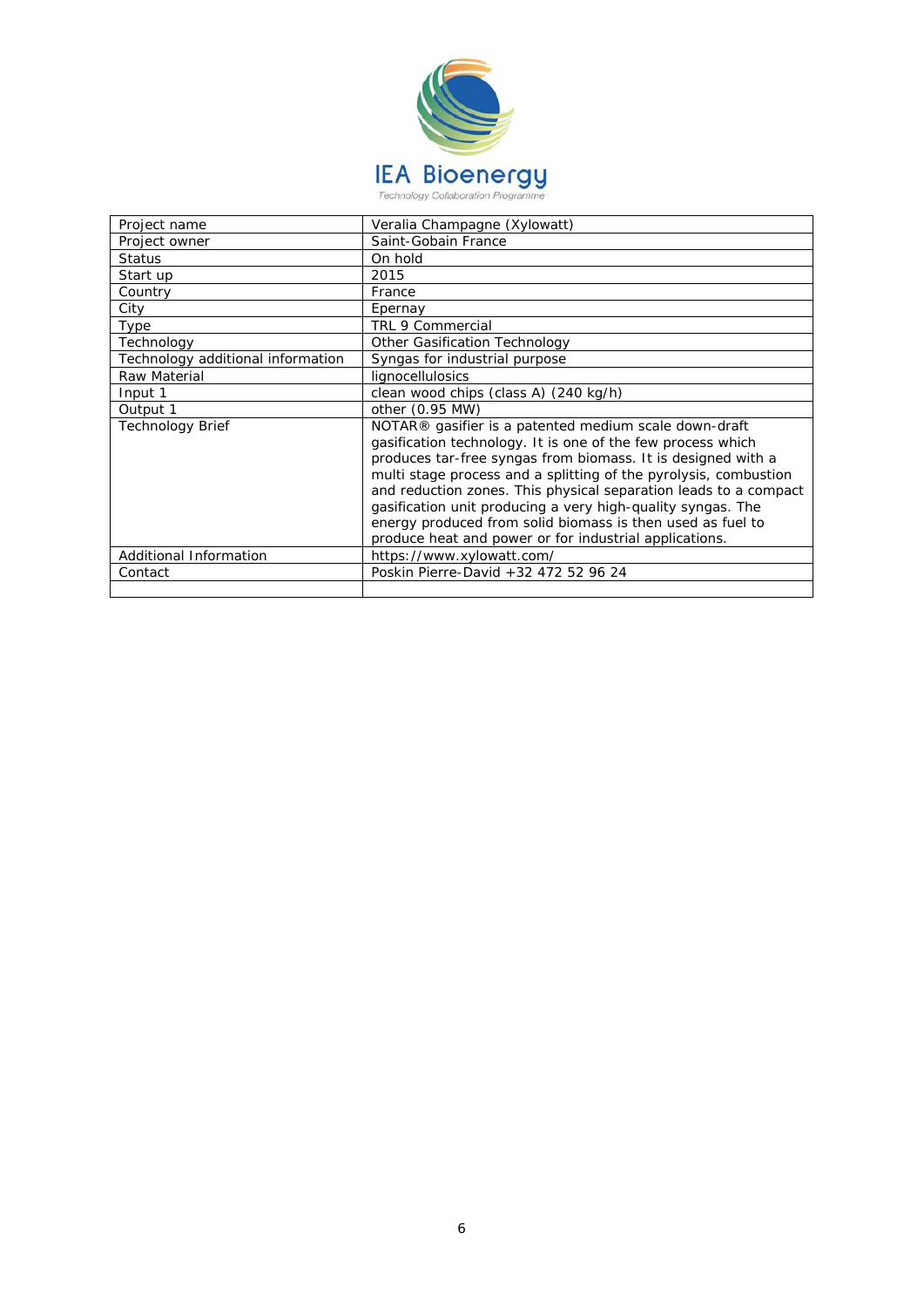| | |
|---|---|
| Project name | Veralia Champagne (Xylowatt) |
| Project owner | Saint-Gobain France |
| Status | On hold |
| Start up | 2015 |
| Country | France |
| City | Epernay |
| Type | TRL 9 Commercial |
| Technology | Other Gasification Technology |
| Technology additional information | Syngas for industrial purpose |
| Raw Material | lignocellulosics |
| Input 1 | clean wood chips (class A) (240 kg/h) |
| Output 1 | other (0.95 MW) |
| Technology Brief | NOTAR® gasifier is a patented medium scale down-draft gasification technology. It is one of the few process which produces tar-free syngas from biomass. It is designed with a multi stage process and a splitting of the pyrolysis, combustion and reduction zones. This physical separation leads to a compact gasification unit producing a very high-quality syngas. The energy produced from solid biomass is then used as fuel to produce heat and power or for industrial applications. |
| Additional Information | https://www.xylowatt.com/ |
| Contact | Poskin Pierre-David +32 472 52 96 24 |
| | |